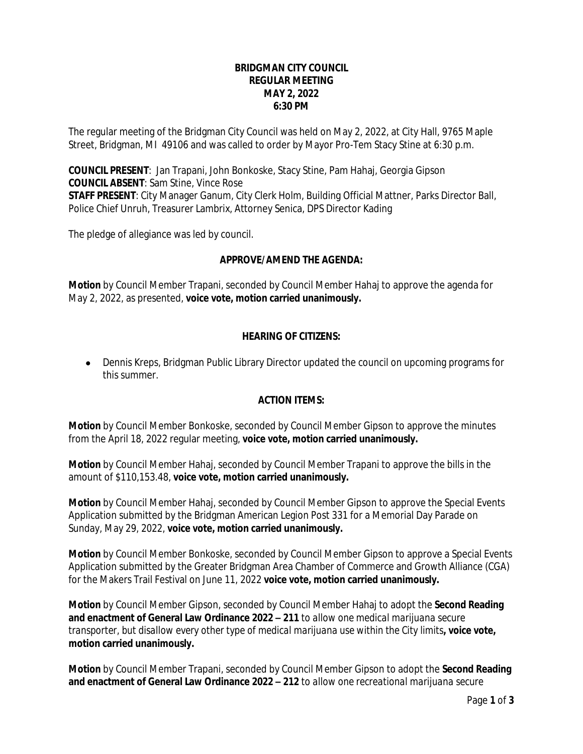**BRIDGMAN CITY COUNCIL**
**REGULAR MEETING**
**MAY 2, 2022**
**6:30 PM**

The regular meeting of the Bridgman City Council was held on May 2, 2022, at City Hall, 9765 Maple Street, Bridgman, MI 49106 and was called to order by Mayor Pro-Tem Stacy Stine at 6:30 p.m.

**COUNCIL PRESENT**: Jan Trapani, John Bonkoske, Stacy Stine, Pam Hahaj, Georgia Gipson
**COUNCIL ABSENT**: Sam Stine, Vince Rose
**STAFF PRESENT**: City Manager Ganum, City Clerk Holm, Building Official Mattner, Parks Director Ball, Police Chief Unruh, Treasurer Lambrix, Attorney Senica, DPS Director Kading

The pledge of allegiance was led by council.

**APPROVE/AMEND THE AGENDA:**

**Motion** by Council Member Trapani, seconded by Council Member Hahaj to approve the agenda for May 2, 2022, as presented, **voice vote, motion carried unanimously.**

**HEARING OF CITIZENS:**

- Dennis Kreps, Bridgman Public Library Director updated the council on upcoming programs for this summer.

**ACTION ITEMS:**

**Motion** by Council Member Bonkoske, seconded by Council Member Gipson to approve the minutes from the April 18, 2022 regular meeting, **voice vote, motion carried unanimously.**

**Motion** by Council Member Hahaj, seconded by Council Member Trapani to approve the bills in the amount of $110,153.48, **voice vote, motion carried unanimously.**

**Motion** by Council Member Hahaj, seconded by Council Member Gipson to approve the Special Events Application submitted by the Bridgman American Legion Post 331 for a Memorial Day Parade on Sunday, May 29, 2022, **voice vote, motion carried unanimously.**

**Motion** by Council Member Bonkoske, seconded by Council Member Gipson to approve a Special Events Application submitted by the Greater Bridgman Area Chamber of Commerce and Growth Alliance (CGA) for the Makers Trail Festival on June 11, 2022 **voice vote, motion carried unanimously.**

**Motion** by Council Member Gipson, seconded by Council Member Hahaj to adopt the **Second Reading and enactment of General Law Ordinance 2022 – 211** to allow one medical marijuana secure transporter, but disallow every other type of medical marijuana use within the City limits**, voice vote, motion carried unanimously.**

**Motion** by Council Member Trapani, seconded by Council Member Gipson to adopt the **Second Reading and enactment of General Law Ordinance 2022 – 212** to allow one recreational marijuana secure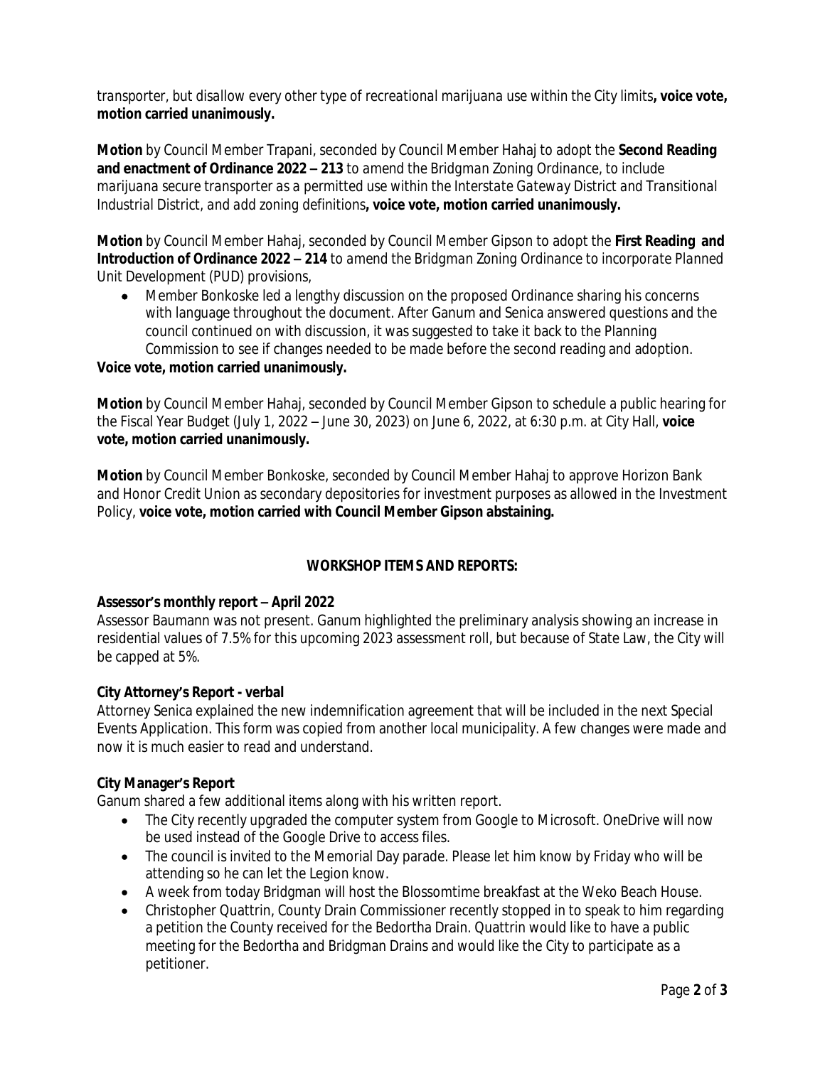*transporter, but disallow every other type of recreational marijuana use within the City limits*, **voice vote, motion carried unanimously.**

**Motion** by Council Member Trapani, seconded by Council Member Hahaj to adopt the **Second Reading and enactment of Ordinance 2022 – 213** *to amend the Bridgman Zoning Ordinance, to include marijuana secure transporter as a permitted use within the Interstate Gateway District and Transitional Industrial District, and add zoning definitions*, **voice vote, motion carried unanimously.**

**Motion** by Council Member Hahaj, seconded by Council Member Gipson to adopt the **First Reading and Introduction of Ordinance 2022 – 214** *to amend the Bridgman Zoning Ordinance to incorporate Planned Unit Development (PUD) provisions*,

- Member Bonkoske led a lengthy discussion on the proposed Ordinance sharing his concerns with language throughout the document. After Ganum and Senica answered questions and the council continued on with discussion, it was suggested to take it back to the Planning Commission to see if changes needed to be made before the second reading and adoption.

**Voice vote, motion carried unanimously.**

**Motion** by Council Member Hahaj, seconded by Council Member Gipson to schedule a public hearing for the Fiscal Year Budget (July 1, 2022 – June 30, 2023) on June 6, 2022, at 6:30 p.m. at City Hall, **voice vote, motion carried unanimously.**

**Motion** by Council Member Bonkoske, seconded by Council Member Hahaj to approve Horizon Bank and Honor Credit Union as secondary depositories for investment purposes as allowed in the Investment Policy, **voice vote, motion carried with Council Member Gipson abstaining.**

## WORKSHOP ITEMS AND REPORTS:

**Assessor's monthly report – April 2022**

Assessor Baumann was not present. Ganum highlighted the preliminary analysis showing an increase in residential values of 7.5% for this upcoming 2023 assessment roll, but because of State Law, the City will be capped at 5%.

**City Attorney's Report - verbal**

Attorney Senica explained the new indemnification agreement that will be included in the next Special Events Application. This form was copied from another local municipality. A few changes were made and now it is much easier to read and understand.

**City Manager's Report**

Ganum shared a few additional items along with his written report.

- The City recently upgraded the computer system from Google to Microsoft. OneDrive will now be used instead of the Google Drive to access files.
- The council is invited to the Memorial Day parade. Please let him know by Friday who will be attending so he can let the Legion know.
- A week from today Bridgman will host the Blossomtime breakfast at the Weko Beach House.
- Christopher Quattrin, County Drain Commissioner recently stopped in to speak to him regarding a petition the County received for the Bedortha Drain. Quattrin would like to have a public meeting for the Bedortha and Bridgman Drains and would like the City to participate as a petitioner.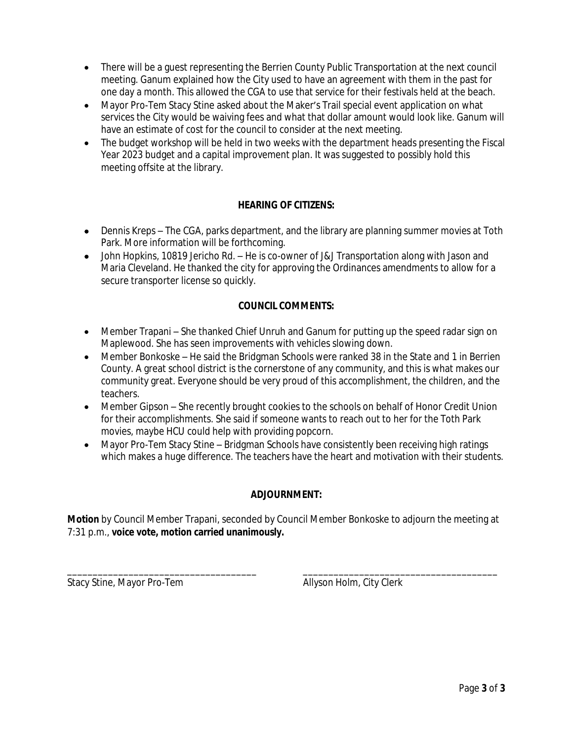- There will be a guest representing the Berrien County Public Transportation at the next council meeting. Ganum explained how the City used to have an agreement with them in the past for one day a month. This allowed the CGA to use that service for their festivals held at the beach.
- Mayor Pro-Tem Stacy Stine asked about the Maker's Trail special event application on what services the City would be waiving fees and what that dollar amount would look like. Ganum will have an estimate of cost for the council to consider at the next meeting.
- The budget workshop will be held in two weeks with the department heads presenting the Fiscal Year 2023 budget and a capital improvement plan. It was suggested to possibly hold this meeting offsite at the library.

**HEARING OF CITIZENS:**

- Dennis Kreps – The CGA, parks department, and the library are planning summer movies at Toth Park. More information will be forthcoming.
- John Hopkins, 10819 Jericho Rd. – He is co-owner of J&J Transportation along with Jason and Maria Cleveland. He thanked the city for approving the Ordinances amendments to allow for a secure transporter license so quickly.

**COUNCIL COMMENTS:**

- Member Trapani – She thanked Chief Unruh and Ganum for putting up the speed radar sign on Maplewood. She has seen improvements with vehicles slowing down.
- Member Bonkoske – He said the Bridgman Schools were ranked 38 in the State and 1 in Berrien County. A great school district is the cornerstone of any community, and this is what makes our community great. Everyone should be very proud of this accomplishment, the children, and the teachers.
- Member Gipson – She recently brought cookies to the schools on behalf of Honor Credit Union for their accomplishments. She said if someone wants to reach out to her for the Toth Park movies, maybe HCU could help with providing popcorn.
- Mayor Pro-Tem Stacy Stine – Bridgman Schools have consistently been receiving high ratings which makes a huge difference. The teachers have the heart and motivation with their students.

**ADJOURNMENT:**

**Motion** by Council Member Trapani, seconded by Council Member Bonkoske to adjourn the meeting at 7:31 p.m., **voice vote, motion carried unanimously.**

_____________________________________ 
Stacy Stine, Mayor Pro-Tem

_____________________________________ 
Allyson Holm, City Clerk